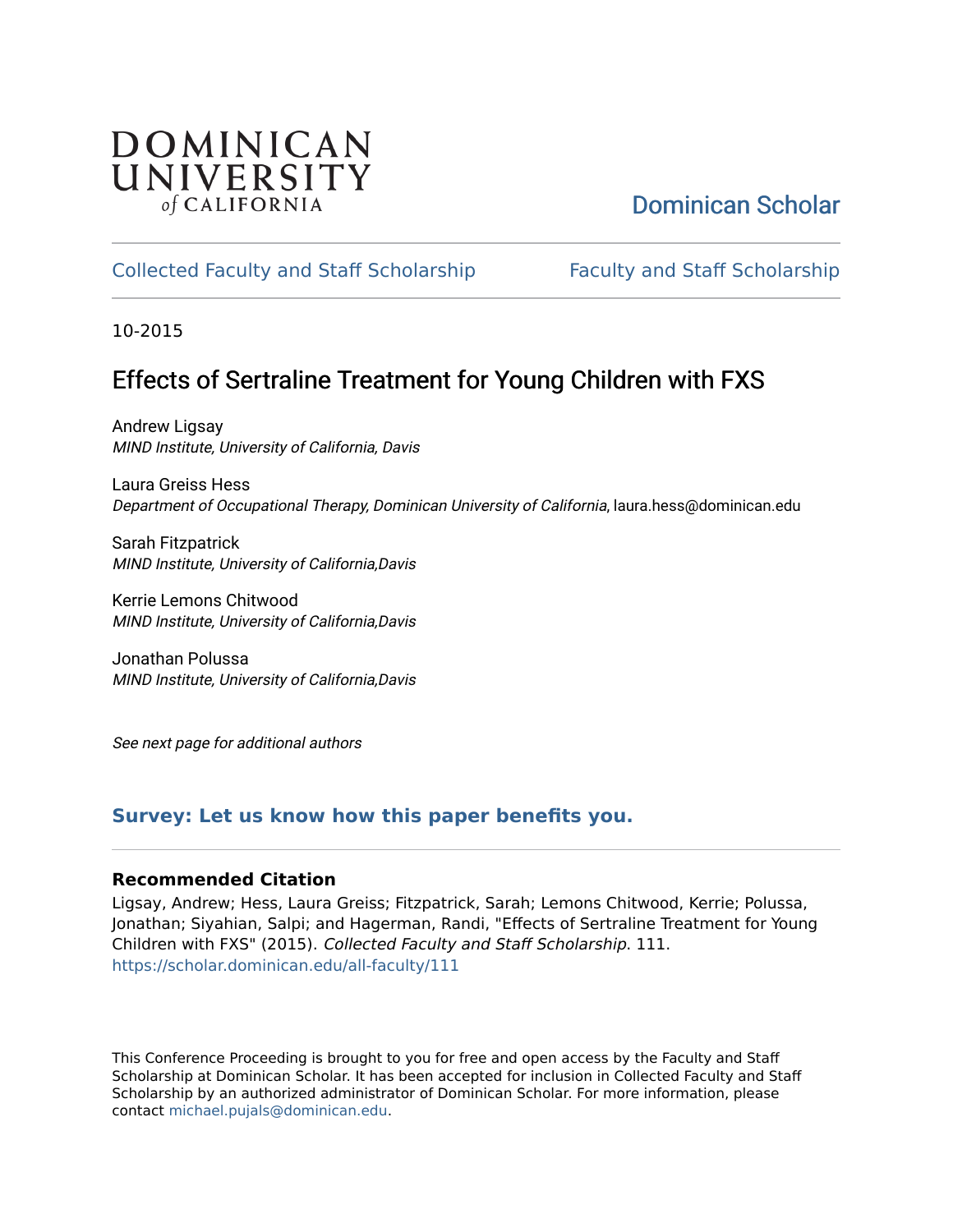DOMINICAN UNIVERSITY *of* CALIFORNIA

Dominican Scholar

Collected Faculty and Staff Scholarship | Faculty and Staff Scholarship

10-2015

# Effects of Sertraline Treatment for Young Children with FXS

Andrew Ligsay
*MIND Institute, University of California, Davis*

Laura Greiss Hess
*Department of Occupational Therapy, Dominican University of California*, laura.hess@dominican.edu

Sarah Fitzpatrick
*MIND Institute, University of California,Davis*

Kerrie Lemons Chitwood
*MIND Institute, University of California,Davis*

Jonathan Polussa
*MIND Institute, University of California,Davis*

*See next page for additional authors*

**Survey: Let us know how this paper benefits you.**

### Recommended Citation

Ligsay, Andrew; Hess, Laura Greiss; Fitzpatrick, Sarah; Lemons Chitwood, Kerrie; Polussa, Jonathan; Siyahian, Salpi; and Hagerman, Randi, "Effects of Sertraline Treatment for Young Children with FXS" (2015). *Collected Faculty and Staff Scholarship*. 111.
https://scholar.dominican.edu/all-faculty/111

This Conference Proceeding is brought to you for free and open access by the Faculty and Staff Scholarship at Dominican Scholar. It has been accepted for inclusion in Collected Faculty and Staff Scholarship by an authorized administrator of Dominican Scholar. For more information, please contact michael.pujals@dominican.edu.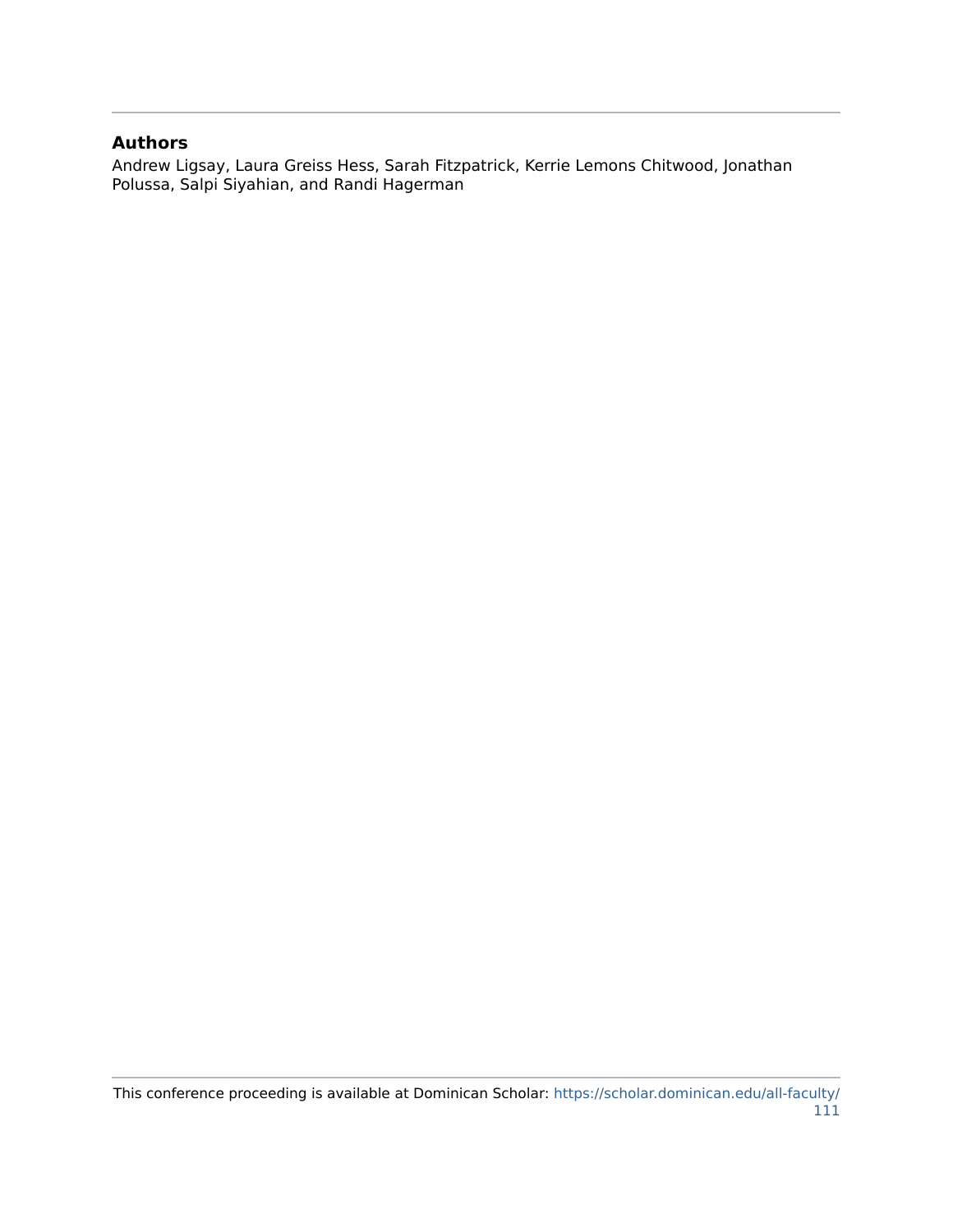## Authors

Andrew Ligsay, Laura Greiss Hess, Sarah Fitzpatrick, Kerrie Lemons Chitwood, Jonathan Polussa, Salpi Siyahian, and Randi Hagerman

This conference proceeding is available at Dominican Scholar: https://scholar.dominican.edu/all-faculty/111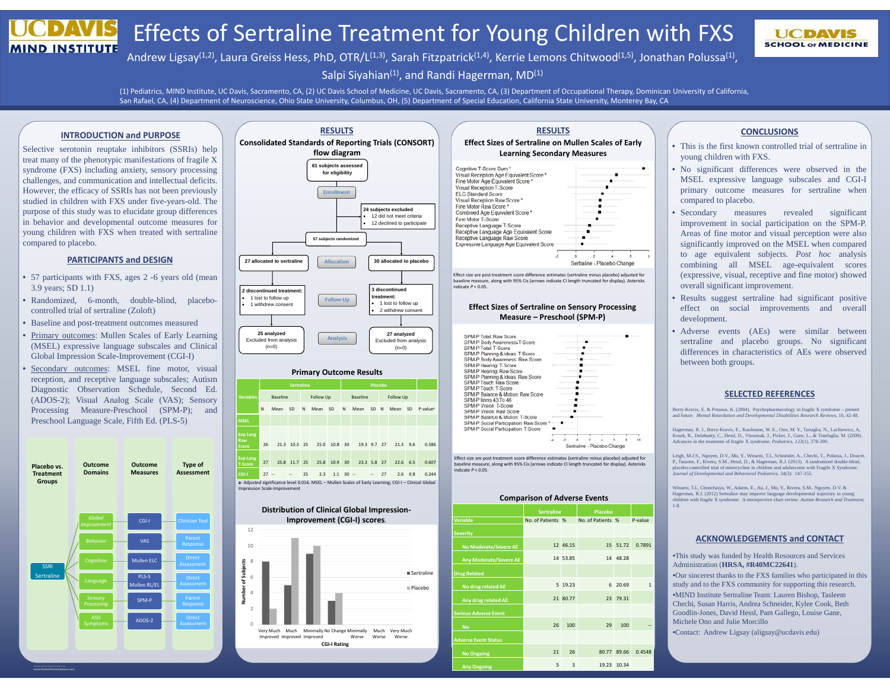# Effects of Sertraline Treatment for Young Children with FXS

UC DAVIS MIND INSTITUTE

UC DAVIS SCHOOL of MEDICINE

Andrew Ligsay[1,2], Laura Greiss Hess, PhD, OTR/L[1,3], Sarah Fitzpatrick[1,4], Kerrie Lemons Chitwood[1,5], Jonathan Polussa[1], Salpi Siyahian[1], and Randi Hagerman, MD[1]

(1) Pediatrics, MIND Institute, UC Davis, Sacramento, CA, (2) UC Davis School of Medicine, UC Davis, Sacramento, CA, (3) Department of Occupational Therapy, Dominican University of California, San Rafael, CA, (4) Department of Neuroscience, Ohio State University, Columbus, OH, (5) Department of Special Education, California State University, Monterey Bay, CA

## INTRODUCTION and PURPOSE

Selective serotonin reuptake inhibitors (SSRIs) help treat many of the phenotypic manifestations of fragile X syndrome (FXS) including anxiety, sensory processing challenges, and communication and intellectual deficits. However, the efficacy of SSRIs has not been previously studied in children with FXS under five-years-old. The purpose of this study was to elucidate group differences in behavior and developmental outcome measures for young children with FXS when treated with sertraline compared to placebo.

## PARTICIPANTS and DESIGN

- 57 participants with FXS, ages 2 -6 years old (mean 3.9 years; SD 1.1)
- Randomized, 6-month, double-blind, placebo-controlled trial of sertraline (Zoloft)
- Baseline and post-treatment outcomes measured
- Primary outcomes: Mullen Scales of Early Learning (MSEL) expressive language subscales and Clinical Global Impression Scale-Improvement (CGI-I)
- Secondary outcomes: MSEL fine motor, visual reception, and receptive language subscales; Autism Diagnostic Observation Schedule, Second Ed. (ADOS-2); Visual Analog Scale (VAS); Sensory Processing Measure-Preschool (SPM-P); and Preschool Language Scale, Fifth Ed. (PLS-5)

| Placebo vs. Treatment Groups | Outcome Domains | Outcome Measures | Type of Assessment |
|---|---|---|---|
| SSRI Sertraline | Global Improvement | CGI-I | Clinician Tool |
| | Behavior | VAS | Parent Response |
| | Cognition | Mullen ELC | Direct Assessment |
| | Language | PLS-5 Mullen RL/EL | Direct Assessment |
| | Sensory Processing | SPM-P | Parent Response |
| | ASD Symptoms | ADOS-2 | Direct Assessment |

## RESULTS

### Consolidated Standards of Reporting Trials (CONSORT) flow diagram

Enrollment: 81 subjects assessed for eligibility

24 subjects excluded
- 12 did not meet criteria
- 12 declined to participate

57 subjects randomized

Allocation: 27 allocated to sertraline; 30 allocated to placebo

Follow-Up:
- Sertraline: 2 discontinued treatment: 1 lost to follow up; 1 withdrew consent
- Placebo: 3 discontinued treatment: 1 lost to follow up; 2 withdrew consent

Analysis:
- Sertraline: 25 analyzed; Excluded from analysis (n=0)
- Placebo: 27 analyzed; Excluded from analysis (n=0)

### Primary Outcome Results

| Variables | Sertraline | | | | | | Placebo | | | | | | |
|---|---|---|---|---|---|---|---|---|---|---|---|---|---|
| | Baseline | | | Follow Up | | | Baseline | | | Follow Up | | | |
| | N | Mean | SD | N | Mean | SD | N | Mean | SD | N | Mean | SD | P-value[a] |
| MSEL | | | | | | | | | | | | | |
| Exp Lang Raw Score | 26 | 21.3 | 10.3 | 25 | 25.0 | 10.8 | 30 | 19.3 | 9.7 | 27 | 21.3 | 9.6 | 0.586 |
| Exp Lang T-Score | 27 | 25.8 | 11.7 | 25 | 25.8 | 10.9 | 30 | 23.3 | 5.8 | 27 | 22.6 | 6.5 | 0.607 |
| CGI-I | 27 | -- | -- | 25 | 2.3 | 1.1 | 30 | -- | -- | 27 | 2.6 | 0.8 | 0.244 |

a- Adjusted significance level 0.016. MSEL – Mullen Scales of Early Learning; CGI-I – Clinical Global Impression Scale-Improvement

### Distribution of Clinical Global Impression-Improvement (CGI-I) scores.

Number of Subjects

0 2 4 6 8 10 12

Very Much Improved, Much Improved, Minimally Improved, No Change, Minimally Worse, Much Worse, Very Much Worse

CGI-I Rating

Sertraline, Placebo

### Effect Sizes of Sertraline on Mullen Scales of Early Learning Secondary Measures

Cognitive T-Score Sum *
Visual Reception Age Equivalent Score *
Fine Motor Age Equivalent Score *
Visual Reception T-Score
ELC Standard Score
Visual Reception Raw Score *
Fine Motor Raw Score *
Combined Age Equivalent Score *
Fine Motor T-Score
Receptive Language T-Score
Receptive Language Age Equivalent Score
Receptive Language Raw Score
Expressive Language Age Equivalent Score

-2 0 2 4 6

Sertraline - Placebo Change

Effect size are post treatment score difference estimates (sertraline minus placebo) adjusted for baseline measure, along with 95% CIs (arrows indicate CI length truncated for display). Asterisks indicate $P < 0.05$.

### Effect Sizes of Sertraline on Sensory Processing Measure – Preschool (SPM-P)

SPM-P Total: Raw Score
SPM-P Body Awareness: T-Score
SPM-P Total: T-Score
SPM-P Planning & Ideas: T-Score
SPM-P Body Awareness: Raw Score
SPM-P Hearing: T-Score
SPM-P Hearing: Raw Score
SPM-P Planning & Ideas: Raw Score
SPM-P Touch: Raw Score
SPM-P Touch: T-Score
SPM-P Balance & Motion: Raw Score
SPM-P Items 43 To 46
SPM-P Vision: T-Score
SPM-P Vision: Raw Score
SPM-P Balance & Motion: T-Score
SPM-P Social Participation: Raw Score *
SPM-P Social Participation: T-Score

-4 -2 0 2 4 6 8 10

Sertraline - Placebo Change

Effect size are post treatment score difference estimates (sertraline minus placebo) adjusted for baseline measure, along with 95% CIs (arrows indicate CI length truncated for display). Asterisks indicate $P < 0.05$.

### Comparison of Adverse Events

| Variable | Sertraline | | Placebo | | |
|---|---|---|---|---|---|
| | No. of Patients | % | No. of Patients | % | P-value |
| Severity | | | | | |
| No Moderate/Severe AE | 12 | 46.15 | 15 | 51.72 | 0.7891 |
| Any Moderate/Severe AE | 14 | 53.85 | 14 | 48.28 | |
| Drug Related | | | | | |
| No drug related AE | 5 | 19.23 | 6 | 20.69 | 1 |
| Any drug related AE | 21 | 80.77 | 23 | 79.31 | |
| Serious Adverse Event | | | | | |
| No | 26 | 100 | 29 | 100 | -- |
| Adverse Event Status | | | | | |
| No Ongoing | 21 | 26 | 80.77 | 89.66 | 0.4548 |
| Any Ongoing | 5 | 3 | 19.23 | 10.34 | |

## CONCLUSIONS

- This is the first known controlled trial of sertraline in young children with FXS.
- No significant differences were observed in the MSEL expressive language subscales and CGI-I primary outcome measures for sertraline when compared to placebo.
- Secondary measures revealed significant improvement in social participation on the SPM-P. Areas of fine motor and visual perception were also significantly improved on the MSEL when compared to age equivalent subjects. *Post hoc* analysis combining all MSEL age-equivalent scores (expressive, visual, receptive and fine motor) showed overall significant improvement.
- Results suggest sertraline had significant positive effect on social improvements and overall development.
- Adverse events (AEs) were similar between sertraline and placebo groups. No significant differences in characteristics of AEs were observed between both groups.

## SELECTED REFERENCES

Berry-Kravis, E. & Potanos, K. (2004). Psychopharmacology in fragile X syndrome – present and future. *Mental Retardation and Developmental Disabilities Research Reviews*, 10, 42-48.

Hagerman, R. J., Berry-Kravis, E., Kaufmann, W. E., Ono, M. Y., Tartaglia, N., Lachiewicz, A, Kronk, R., Delahunty, C., Hessl, D., Visootsak, J., Picker, J., Gane, L., & Tranfaglia, M. (2009). Advances in the treatment of fragile X syndrome. *Pediatrics, 123*(1), 378-390.

Leigh, M.J.S., Nguyen, D.V., Mu, Y., Winarni, T.I., Schneider, A., Chechi, T., Polussa, J., Doucet, P., Tassone, F., Rivera, S.M., Hessl, D., & Hagerman, R.J. (2013). A randomized double-blind, placebo-controlled trial of minocycline in children and adolescents with Fragile X Syndrome. *Journal of Developmental and Behavioral Pediatrics*, 34(3): 147-155.

Winarni, T.I., Chonchaiya, W., Adams, E., Au, J., Mu, Y., Rivera, S.M., Nguyen, D.V. & Hagerman, R.J. (2012) Sertraline may improve language developmental trajectory in young children with fragile X syndrome: A retrospective chart review. *Autism Research and Treatment*, 1-8.

## ACKNOWLEDGEMENTS and CONTACT

- This study was funded by Health Resources and Services Administration (**HRSA, #R40MC22641**).
- Our sincerest thanks to the FXS families who participated in this study and to the FXS community for supporting this research.
- MIND Institute Sertraline Team: Lauren Bishop, Tasleem Chechi, Susan Harris, Andrea Schneider, Kylee Cook, Beth Goodlin-Jones, David Hessl, Pam Gallego, Louise Gane, Michele Ono and Julie Morcillo
- Contact: Andrew Ligsay (aligsay@ucdavis.edu)